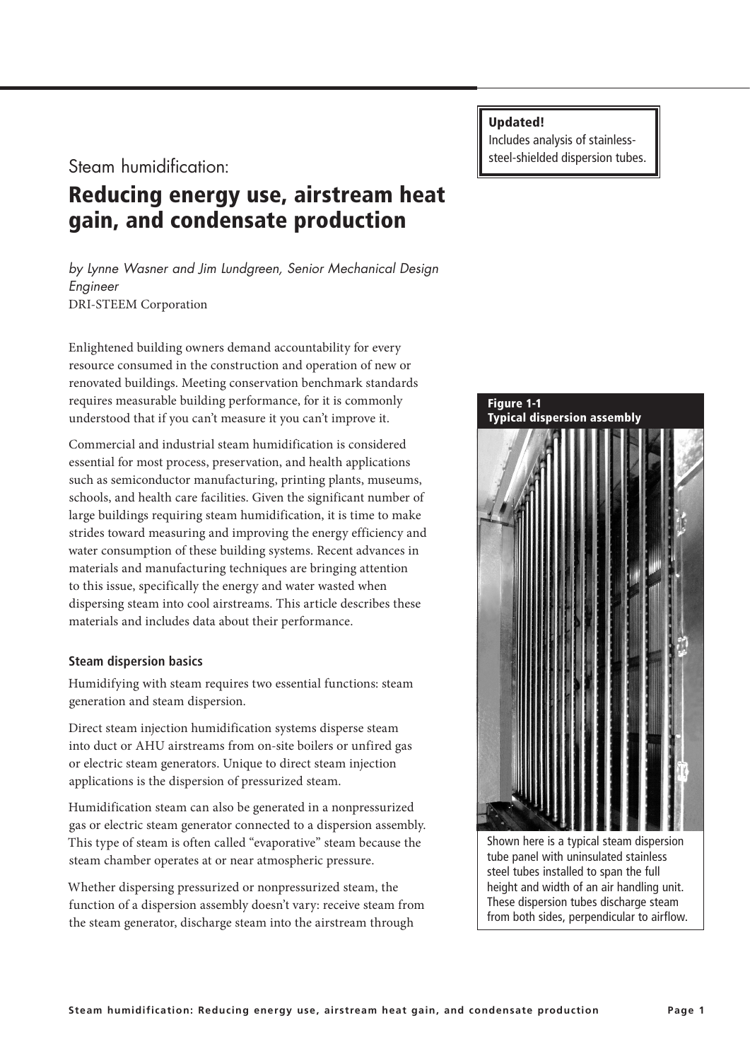Steam humidification:

# Reducing energy use, airstream heat gain, and condensate production

**Updated!**
Includes analysis of stainless-steel-shielded dispersion tubes.

*by Lynne Wasner and Jim Lundgreen, Senior Mechanical Design Engineer*
DRI-STEEM Corporation

Enlightened building owners demand accountability for every resource consumed in the construction and operation of new or renovated buildings. Meeting conservation benchmark standards requires measurable building performance, for it is commonly understood that if you can't measure it you can't improve it.

Commercial and industrial steam humidification is considered essential for most process, preservation, and health applications such as semiconductor manufacturing, printing plants, museums, schools, and health care facilities. Given the significant number of large buildings requiring steam humidification, it is time to make strides toward measuring and improving the energy efficiency and water consumption of these building systems. Recent advances in materials and manufacturing techniques are bringing attention to this issue, specifically the energy and water wasted when dispersing steam into cool airstreams. This article describes these materials and includes data about their performance.

### Steam dispersion basics

Humidifying with steam requires two essential functions: steam generation and steam dispersion.

Direct steam injection humidification systems disperse steam into duct or AHU airstreams from on-site boilers or unfired gas or electric steam generators. Unique to direct steam injection applications is the dispersion of pressurized steam.

Humidification steam can also be generated in a nonpressurized gas or electric steam generator connected to a dispersion assembly. This type of steam is often called "evaporative" steam because the steam chamber operates at or near atmospheric pressure.

Whether dispersing pressurized or nonpressurized steam, the function of a dispersion assembly doesn't vary: receive steam from the steam generator, discharge steam into the airstream through

**Figure 1-1**
**Typical dispersion assembly**

Shown here is a typical steam dispersion tube panel with uninsulated stainless steel tubes installed to span the full height and width of an air handling unit. These dispersion tubes discharge steam from both sides, perpendicular to airflow.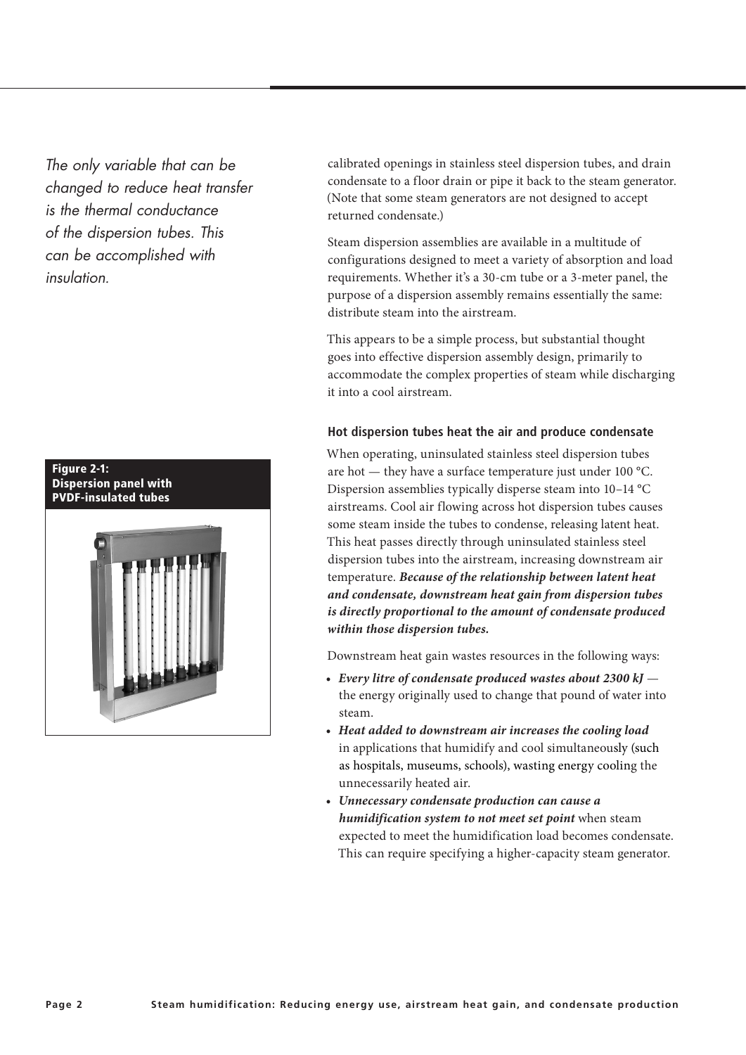*The only variable that can be changed to reduce heat transfer is the thermal conductance of the dispersion tubes. This can be accomplished with insulation.*

**Figure 2-1: Dispersion panel with PVDF-insulated tubes**

calibrated openings in stainless steel dispersion tubes, and drain condensate to a floor drain or pipe it back to the steam generator. (Note that some steam generators are not designed to accept returned condensate.)

Steam dispersion assemblies are available in a multitude of configurations designed to meet a variety of absorption and load requirements. Whether it's a 30-cm tube or a 3-meter panel, the purpose of a dispersion assembly remains essentially the same: distribute steam into the airstream.

This appears to be a simple process, but substantial thought goes into effective dispersion assembly design, primarily to accommodate the complex properties of steam while discharging it into a cool airstream.

### Hot dispersion tubes heat the air and produce condensate

When operating, uninsulated stainless steel dispersion tubes are hot — they have a surface temperature just under 100 °C. Dispersion assemblies typically disperse steam into 10–14 °C airstreams. Cool air flowing across hot dispersion tubes causes some steam inside the tubes to condense, releasing latent heat. This heat passes directly through uninsulated stainless steel dispersion tubes into the airstream, increasing downstream air temperature. ***Because of the relationship between latent heat and condensate, downstream heat gain from dispersion tubes is directly proportional to the amount of condensate produced within those dispersion tubes.***

Downstream heat gain wastes resources in the following ways:

- ***Every litre of condensate produced wastes about 2300 kJ*** — the energy originally used to change that pound of water into steam.
- ***Heat added to downstream air increases the cooling load*** in applications that humidify and cool simultaneously (such as hospitals, museums, schools), wasting energy cooling the unnecessarily heated air.
- ***Unnecessary condensate production can cause a humidification system to not meet set point*** when steam expected to meet the humidification load becomes condensate. This can require specifying a higher-capacity steam generator.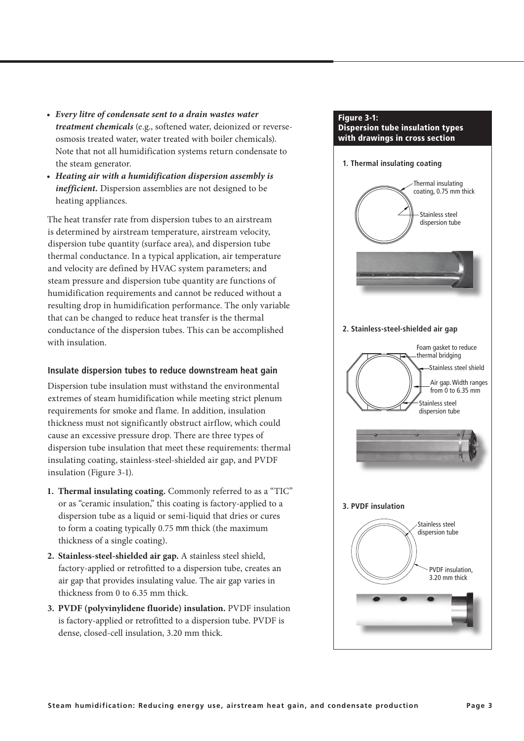- ***Every litre of condensate sent to a drain wastes water treatment chemicals*** (e.g., softened water, deionized or reverse-osmosis treated water, water treated with boiler chemicals). Note that not all humidification systems return condensate to the steam generator.
- ***Heating air with a humidification dispersion assembly is inefficient.*** Dispersion assemblies are not designed to be heating appliances.

The heat transfer rate from dispersion tubes to an airstream is determined by airstream temperature, airstream velocity, dispersion tube quantity (surface area), and dispersion tube thermal conductance. In a typical application, air temperature and velocity are defined by HVAC system parameters; and steam pressure and dispersion tube quantity are functions of humidification requirements and cannot be reduced without a resulting drop in humidification performance. The only variable that can be changed to reduce heat transfer is the thermal conductance of the dispersion tubes. This can be accomplished with insulation.

### Insulate dispersion tubes to reduce downstream heat gain

Dispersion tube insulation must withstand the environmental extremes of steam humidification while meeting strict plenum requirements for smoke and flame. In addition, insulation thickness must not significantly obstruct airflow, which could cause an excessive pressure drop. There are three types of dispersion tube insulation that meet these requirements: thermal insulating coating, stainless-steel-shielded air gap, and PVDF insulation (Figure 3-1).

1. **Thermal insulating coating.** Commonly referred to as a "TIC" or as "ceramic insulation," this coating is factory-applied to a dispersion tube as a liquid or semi-liquid that dries or cures to form a coating typically 0.75 mm thick (the maximum thickness of a single coating).
2. **Stainless-steel-shielded air gap.** A stainless steel shield, factory-applied or retrofitted to a dispersion tube, creates an air gap that provides insulating value. The air gap varies in thickness from 0 to 6.35 mm thick.
3. **PVDF (polyvinylidene fluoride) insulation.** PVDF insulation is factory-applied or retrofitted to a dispersion tube. PVDF is dense, closed-cell insulation, 3.20 mm thick.

**Figure 3-1: Dispersion tube insulation types with drawings in cross section**

**1. Thermal insulating coating**

Thermal insulating coating, 0.75 mm thick

Stainless steel dispersion tube

**2. Stainless-steel-shielded air gap**

Foam gasket to reduce thermal bridging

Stainless steel shield

Air gap. Width ranges from 0 to 6.35 mm

Stainless steel dispersion tube

**3. PVDF insulation**

Stainless steel dispersion tube

PVDF insulation, 3.20 mm thick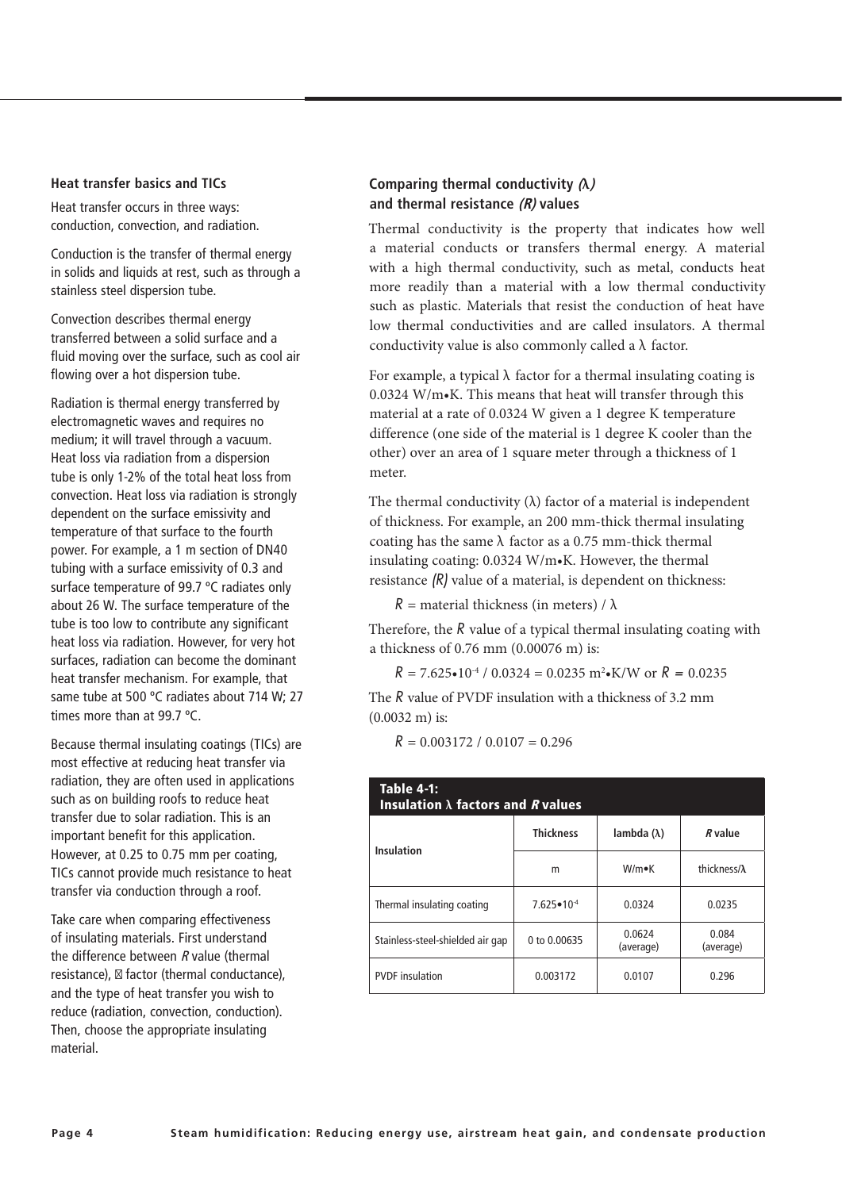### Heat transfer basics and TICs

Heat transfer occurs in three ways: conduction, convection, and radiation.

Conduction is the transfer of thermal energy in solids and liquids at rest, such as through a stainless steel dispersion tube.

Convection describes thermal energy transferred between a solid surface and a fluid moving over the surface, such as cool air flowing over a hot dispersion tube.

Radiation is thermal energy transferred by electromagnetic waves and requires no medium; it will travel through a vacuum. Heat loss via radiation from a dispersion tube is only 1-2% of the total heat loss from convection. Heat loss via radiation is strongly dependent on the surface emissivity and temperature of that surface to the fourth power. For example, a 1 m section of DN40 tubing with a surface emissivity of 0.3 and surface temperature of 99.7 °C radiates only about 26 W. The surface temperature of the tube is too low to contribute any significant heat loss via radiation. However, for very hot surfaces, radiation can become the dominant heat transfer mechanism. For example, that same tube at 500 °C radiates about 714 W; 27 times more than at 99.7 °C.

Because thermal insulating coatings (TICs) are most effective at reducing heat transfer via radiation, they are often used in applications such as on building roofs to reduce heat transfer due to solar radiation. This is an important benefit for this application. However, at 0.25 to 0.75 mm per coating, TICs cannot provide much resistance to heat transfer via conduction through a roof.

Take care when comparing effectiveness of insulating materials. First understand the difference between *R* value (thermal resistance), ⊠ factor (thermal conductance), and the type of heat transfer you wish to reduce (radiation, convection, conduction). Then, choose the appropriate insulating material.

### Comparing thermal conductivity *(λ)* and thermal resistance *(R)* values

Thermal conductivity is the property that indicates how well a material conducts or transfers thermal energy. A material with a high thermal conductivity, such as metal, conducts heat more readily than a material with a low thermal conductivity such as plastic. Materials that resist the conduction of heat have low thermal conductivities and are called insulators. A thermal conductivity value is also commonly called a λ factor.

For example, a typical λ factor for a thermal insulating coating is 0.0324 W/m•K. This means that heat will transfer through this material at a rate of 0.0324 W given a 1 degree K temperature difference (one side of the material is 1 degree K cooler than the other) over an area of 1 square meter through a thickness of 1 meter.

The thermal conductivity (λ) factor of a material is independent of thickness. For example, an 200 mm-thick thermal insulating coating has the same λ factor as a 0.75 mm-thick thermal insulating coating: 0.0324 W/m•K. However, the thermal resistance *(R)* value of a material, is dependent on thickness:

$R$ = material thickness (in meters) / λ

Therefore, the $R$ value of a typical thermal insulating coating with a thickness of 0.76 mm (0.00076 m) is:

$R = 7.625 \cdot 10^{-4} / 0.0324 = 0.0235\ m^2 \cdot K/W$ or $R = 0.0235$

The $R$ value of PVDF insulation with a thickness of 3.2 mm (0.0032 m) is:

$R = 0.003172 / 0.0107 = 0.296$

**Table 4-1: Insulation λ factors and *R* values**

| Insulation | Thickness | lambda (λ) | *R* value |
|---|---|---|---|
| | m | W/m•K | thickness/λ |
| Thermal insulating coating | $7.625 \cdot 10^{-4}$ | 0.0324 | 0.0235 |
| Stainless-steel-shielded air gap | 0 to 0.00635 | 0.0624 (average) | 0.084 (average) |
| PVDF insulation | 0.003172 | 0.0107 | 0.296 |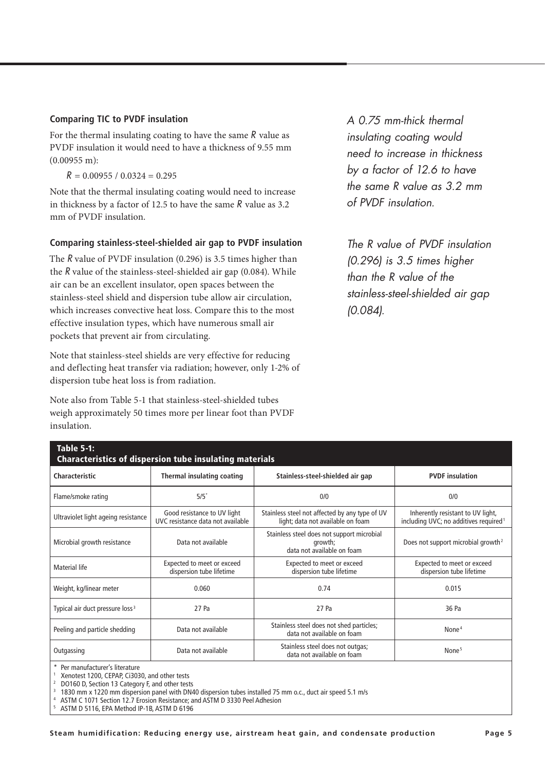### Comparing TIC to PVDF insulation

For the thermal insulating coating to have the same $R$ value as PVDF insulation it would need to have a thickness of 9.55 mm (0.00955 m):

$R = 0.00955 / 0.0324 = 0.295$

Note that the thermal insulating coating would need to increase in thickness by a factor of 12.5 to have the same $R$ value as 3.2 mm of PVDF insulation.

### Comparing stainless-steel-shielded air gap to PVDF insulation

The $R$ value of PVDF insulation (0.296) is 3.5 times higher than the $R$ value of the stainless-steel-shielded air gap (0.084). While air can be an excellent insulator, open spaces between the stainless-steel shield and dispersion tube allow air circulation, which increases convective heat loss. Compare this to the most effective insulation types, which have numerous small air pockets that prevent air from circulating.

Note that stainless-steel shields are very effective for reducing and deflecting heat transfer via radiation; however, only 1-2% of dispersion tube heat loss is from radiation.

Note also from Table 5-1 that stainless-steel-shielded tubes weigh approximately 50 times more per linear foot than PVDF insulation.

*A 0.75 mm-thick thermal insulating coating would need to increase in thickness by a factor of 12.6 to have the same R value as 3.2 mm of PVDF insulation.*

*The R value of PVDF insulation (0.296) is 3.5 times higher than the R value of the stainless-steel-shielded air gap (0.084).*

**Table 5-1: Characteristics of dispersion tube insulating materials**

| Characteristic | Thermal insulating coating | Stainless-steel-shielded air gap | PVDF insulation |
|---|---|---|---|
| Flame/smoke rating | 5/5* | 0/0 | 0/0 |
| Ultraviolet light ageing resistance | Good resistance to UV light UVC resistance data not available | Stainless steel not affected by any type of UV light; data not available on foam | Inherently resistant to UV light, including UVC; no additives required[1] |
| Microbial growth resistance | Data not available | Stainless steel does not support microbial growth; data not available on foam | Does not support microbial growth[2] |
| Material life | Expected to meet or exceed dispersion tube lifetime | Expected to meet or exceed dispersion tube lifetime | Expected to meet or exceed dispersion tube lifetime |
| Weight, kg/linear meter | 0.060 | 0.74 | 0.015 |
| Typical air duct pressure loss[3] | 27 Pa | 27 Pa | 36 Pa |
| Peeling and particle shedding | Data not available | Stainless steel does not shed particles; data not available on foam | None[4] |
| Outgassing | Data not available | Stainless steel does not outgas; data not available on foam | None[5] |

\* Per manufacturer's literature
[1] Xenotest 1200, CEPAP, Ci3030, and other tests
[2] DO160 D, Section 13 Category F, and other tests
[3] 1830 mm x 1220 mm dispersion panel with DN40 dispersion tubes installed 75 mm o.c., duct air speed 5.1 m/s
[4] ASTM C 1071 Section 12.7 Erosion Resistance; and ASTM D 3330 Peel Adhesion
[5] ASTM D 5116, EPA Method IP-1B, ASTM D 6196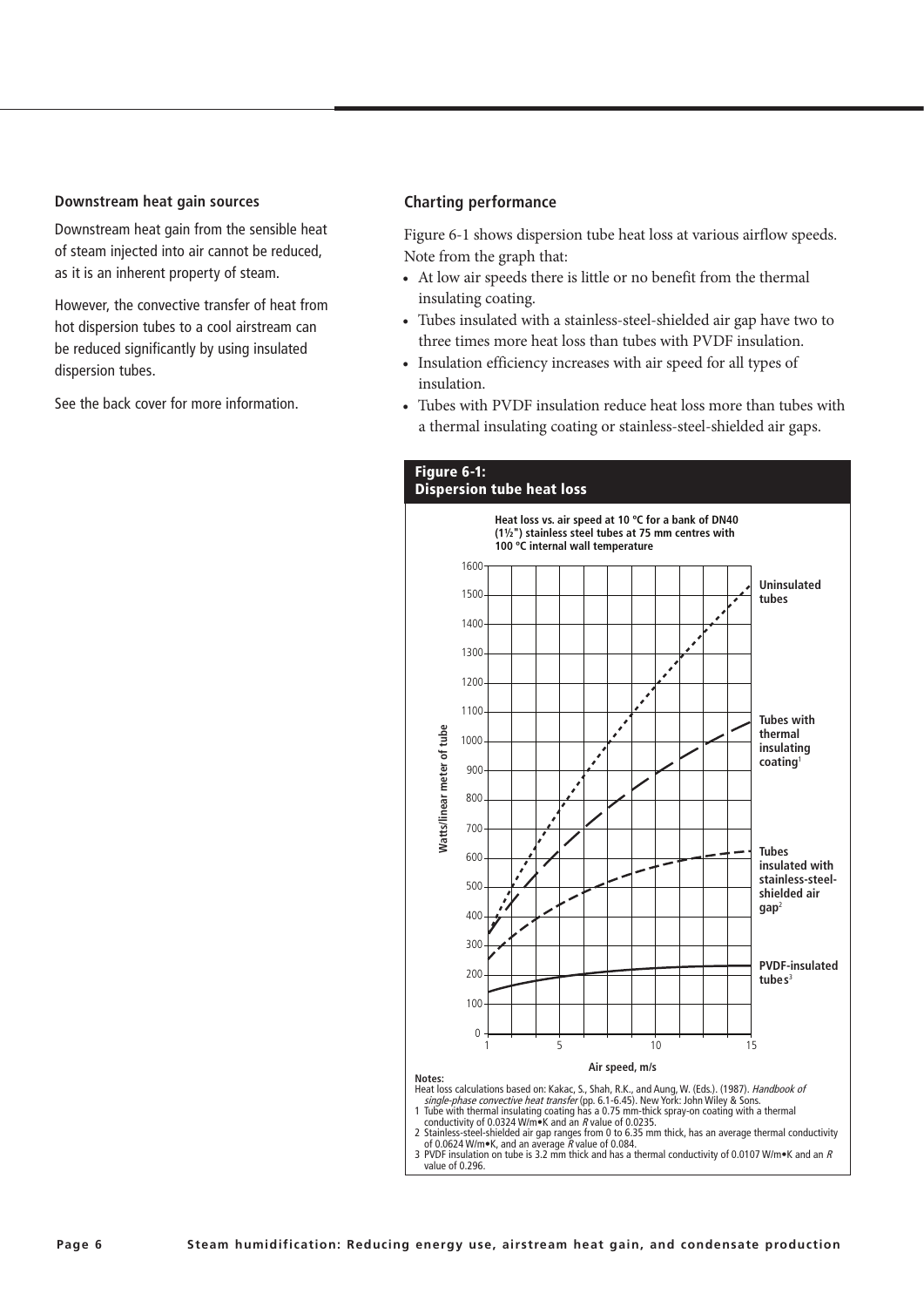### Downstream heat gain sources

Downstream heat gain from the sensible heat of steam injected into air cannot be reduced, as it is an inherent property of steam.

However, the convective transfer of heat from hot dispersion tubes to a cool airstream can be reduced significantly by using insulated dispersion tubes.

See the back cover for more information.

### Charting performance

Figure 6-1 shows dispersion tube heat loss at various airflow speeds. Note from the graph that:

- At low air speeds there is little or no benefit from the thermal insulating coating.
- Tubes insulated with a stainless-steel-shielded air gap have two to three times more heat loss than tubes with PVDF insulation.
- Insulation efficiency increases with air speed for all types of insulation.
- Tubes with PVDF insulation reduce heat loss more than tubes with a thermal insulating coating or stainless-steel-shielded air gaps.

**Figure 6-1: Dispersion tube heat loss**

**Heat loss vs. air speed at 10 ºC for a bank of DN40 (1½") stainless steel tubes at 75 mm centres with 100 ºC internal wall temperature**

Y-axis: Watts/linear meter of tube (0–1600)

X-axis: Air speed, m/s (1–15)

Curves: Uninsulated tubes; Tubes with thermal insulating coating[1]; Tubes insulated with stainless-steel-shielded air gap[2]; PVDF-insulated tubes[3]

**Notes:**

Heat loss calculations based on: Kakac, S., Shah, R.K., and Aung, W. (Eds.). (1987). *Handbook of single-phase convective heat transfer* (pp. 6.1-6.45). New York: John Wiley & Sons.

1. Tube with thermal insulating coating has a 0.75 mm-thick spray-on coating with a thermal conductivity of 0.0324 W/m•K and an *R* value of 0.0235.
2. Stainless-steel-shielded air gap ranges from 0 to 6.35 mm thick, has an average thermal conductivity of 0.0624 W/m•K, and an average *R* value of 0.084.
3. PVDF insulation on tube is 3.2 mm thick and has a thermal conductivity of 0.0107 W/m•K and an *R* value of 0.296.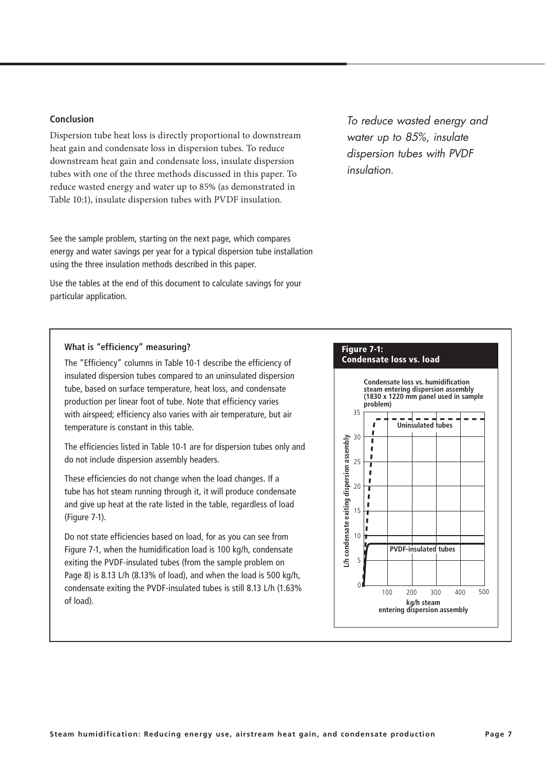## Conclusion

Dispersion tube heat loss is directly proportional to downstream heat gain and condensate loss in dispersion tubes. To reduce downstream heat gain and condensate loss, insulate dispersion tubes with one of the three methods discussed in this paper. To reduce wasted energy and water up to 85% (as demonstrated in Table 10:1), insulate dispersion tubes with PVDF insulation.

*To reduce wasted energy and water up to 85%, insulate dispersion tubes with PVDF insulation.*

See the sample problem, starting on the next page, which compares energy and water savings per year for a typical dispersion tube installation using the three insulation methods described in this paper.

Use the tables at the end of this document to calculate savings for your particular application.

### What is "efficiency" measuring?

The "Efficiency" columns in Table 10-1 describe the efficiency of insulated dispersion tubes compared to an uninsulated dispersion tube, based on surface temperature, heat loss, and condensate production per linear foot of tube. Note that efficiency varies with airspeed; efficiency also varies with air temperature, but air temperature is constant in this table.

The efficiencies listed in Table 10-1 are for dispersion tubes only and do not include dispersion assembly headers.

These efficiencies do not change when the load changes. If a tube has hot steam running through it, it will produce condensate and give up heat at the rate listed in the table, regardless of load (Figure 7-1).

Do not state efficiencies based on load, for as you can see from Figure 7-1, when the humidification load is 100 kg/h, condensate exiting the PVDF-insulated tubes (from the sample problem on Page 8) is 8.13 L/h (8.13% of load), and when the load is 500 kg/h, condensate exiting the PVDF-insulated tubes is still 8.13 L/h (1.63% of load).

**Figure 7-1: Condensate loss vs. load**

Condensate loss vs. humidification steam entering dispersion assembly (1830 x 1220 mm panel used in sample problem)

Y-axis: L/h condensate exiting dispersion assembly (0–35)
X-axis: kg/h steam entering dispersion assembly (100–500)
Series: Uninsulated tubes; PVDF-insulated tubes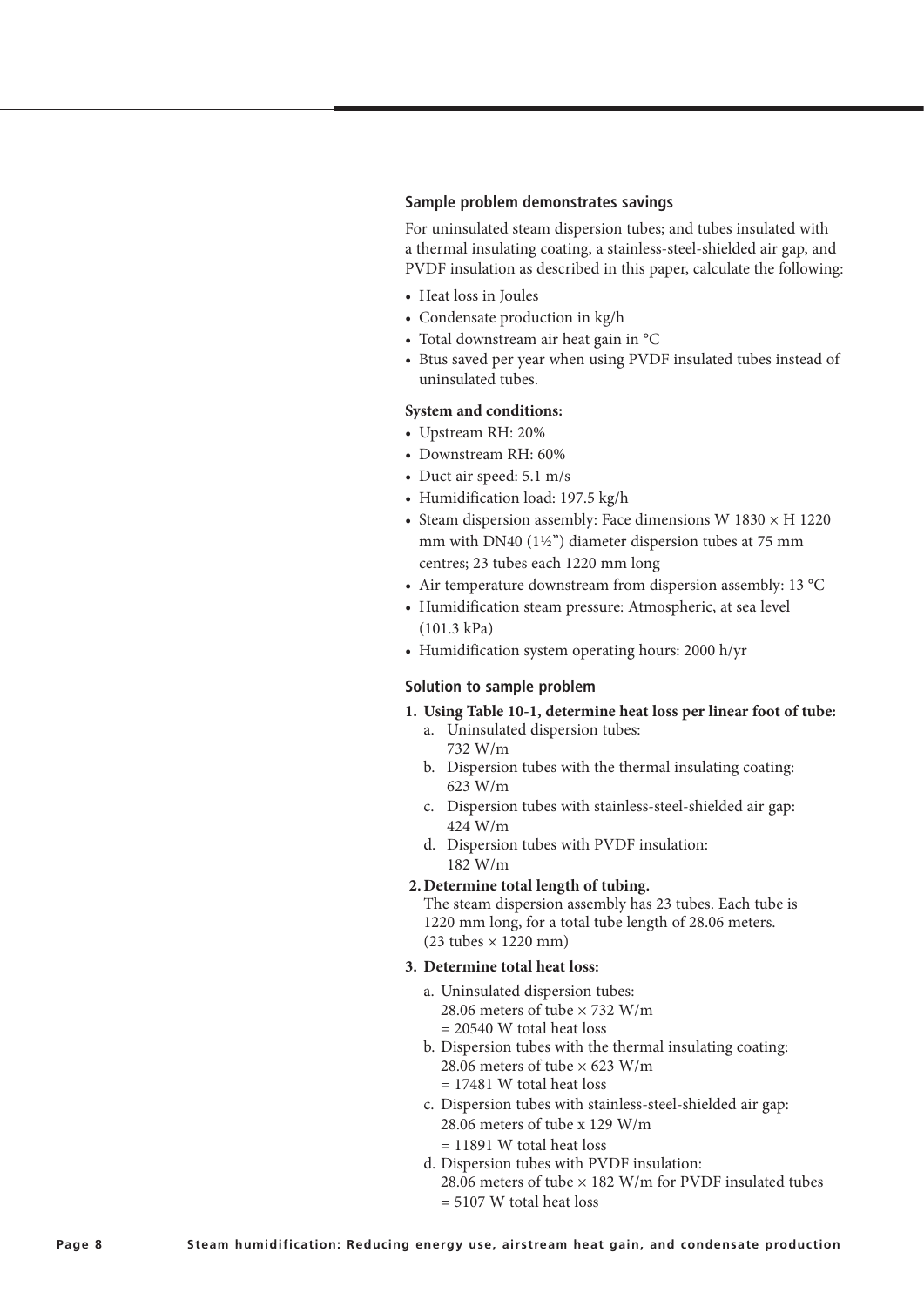### Sample problem demonstrates savings

For uninsulated steam dispersion tubes; and tubes insulated with a thermal insulating coating, a stainless-steel-shielded air gap, and PVDF insulation as described in this paper, calculate the following:

- Heat loss in Joules
- Condensate production in kg/h
- Total downstream air heat gain in °C
- Btus saved per year when using PVDF insulated tubes instead of uninsulated tubes.

**System and conditions:**

- Upstream RH: 20%
- Downstream RH: 60%
- Duct air speed: 5.1 m/s
- Humidification load: 197.5 kg/h
- Steam dispersion assembly: Face dimensions W 1830 × H 1220 mm with DN40 (1½") diameter dispersion tubes at 75 mm centres; 23 tubes each 1220 mm long
- Air temperature downstream from dispersion assembly: 13 °C
- Humidification steam pressure: Atmospheric, at sea level (101.3 kPa)
- Humidification system operating hours: 2000 h/yr

### Solution to sample problem

1. **Using Table 10-1, determine heat loss per linear foot of tube:**
   a. Uninsulated dispersion tubes:
      732 W/m
   b. Dispersion tubes with the thermal insulating coating:
      623 W/m
   c. Dispersion tubes with stainless-steel-shielded air gap:
      424 W/m
   d. Dispersion tubes with PVDF insulation:
      182 W/m
2. **Determine total length of tubing.**
   The steam dispersion assembly has 23 tubes. Each tube is 1220 mm long, for a total tube length of 28.06 meters.
   (23 tubes × 1220 mm)
3. **Determine total heat loss:**
   a. Uninsulated dispersion tubes:
      28.06 meters of tube × 732 W/m
      = 20540 W total heat loss
   b. Dispersion tubes with the thermal insulating coating:
      28.06 meters of tube × 623 W/m
      = 17481 W total heat loss
   c. Dispersion tubes with stainless-steel-shielded air gap:
      28.06 meters of tube x 129 W/m
      = 11891 W total heat loss
   d. Dispersion tubes with PVDF insulation:
      28.06 meters of tube × 182 W/m for PVDF insulated tubes
      = 5107 W total heat loss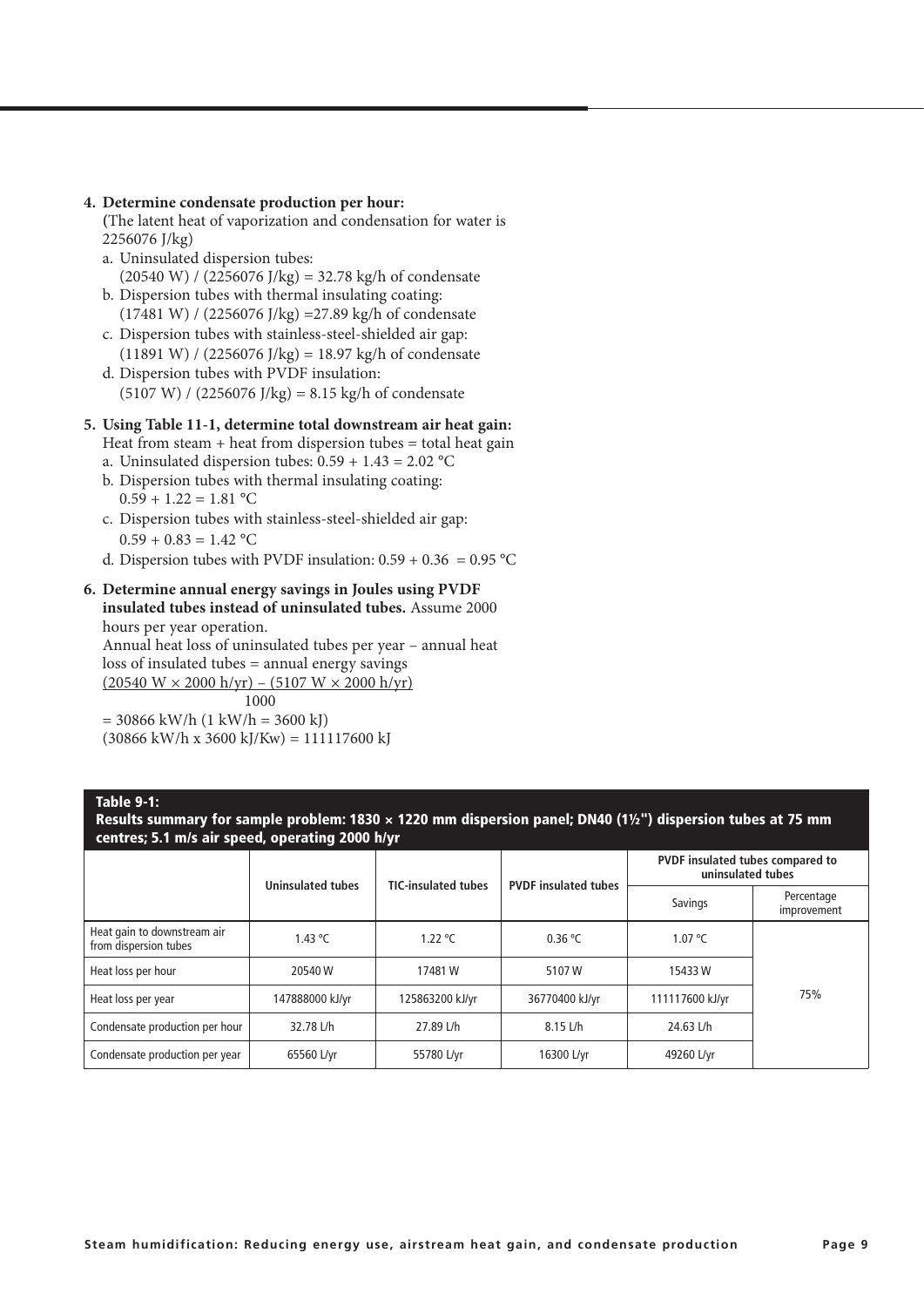4. **Determine condensate production per hour:**
   (The latent heat of vaporization and condensation for water is 2256076 J/kg)
   a. Uninsulated dispersion tubes:
      (20540 W) / (2256076 J/kg) = 32.78 kg/h of condensate
   b. Dispersion tubes with thermal insulating coating:
      (17481 W) / (2256076 J/kg) =27.89 kg/h of condensate
   c. Dispersion tubes with stainless-steel-shielded air gap:
      (11891 W) / (2256076 J/kg) = 18.97 kg/h of condensate
   d. Dispersion tubes with PVDF insulation:
      (5107 W) / (2256076 J/kg) = 8.15 kg/h of condensate

5. **Using Table 11-1, determine total downstream air heat gain:**
   Heat from steam + heat from dispersion tubes = total heat gain
   a. Uninsulated dispersion tubes: 0.59 + 1.43 = 2.02 °C
   b. Dispersion tubes with thermal insulating coating:
      0.59 + 1.22 = 1.81 °C
   c. Dispersion tubes with stainless-steel-shielded air gap:
      0.59 + 0.83 = 1.42 °C
   d. Dispersion tubes with PVDF insulation: 0.59 + 0.36 = 0.95 °C

6. **Determine annual energy savings in Joules using PVDF insulated tubes instead of uninsulated tubes.** Assume 2000 hours per year operation.
   Annual heat loss of uninsulated tubes per year – annual heat loss of insulated tubes = annual energy savings

   $$\frac{(20540\ \text{W} \times 2000\ \text{h/yr}) - (5107\ \text{W} \times 2000\ \text{h/yr})}{1000}$$

   = 30866 kW/h (1 kW/h = 3600 kJ)
   (30866 kW/h x 3600 kJ/Kw) = 111117600 kJ

**Table 9-1:**
**Results summary for sample problem: 1830 × 1220 mm dispersion panel; DN40 (1½") dispersion tubes at 75 mm centres; 5.1 m/s air speed, operating 2000 h/yr**

| | Uninsulated tubes | TIC-insulated tubes | PVDF insulated tubes | PVDF insulated tubes compared to uninsulated tubes | |
|---|---|---|---|---|---|
| | | | | Savings | Percentage improvement |
| Heat gain to downstream air from dispersion tubes | 1.43 °C | 1.22 °C | 0.36 °C | 1.07 °C | 75% |
| Heat loss per hour | 20540 W | 17481 W | 5107 W | 15433 W | |
| Heat loss per year | 147888000 kJ/yr | 125863200 kJ/yr | 36770400 kJ/yr | 111117600 kJ/yr | |
| Condensate production per hour | 32.78 L/h | 27.89 L/h | 8.15 L/h | 24.63 L/h | |
| Condensate production per year | 65560 L/yr | 55780 L/yr | 16300 L/yr | 49260 L/yr | |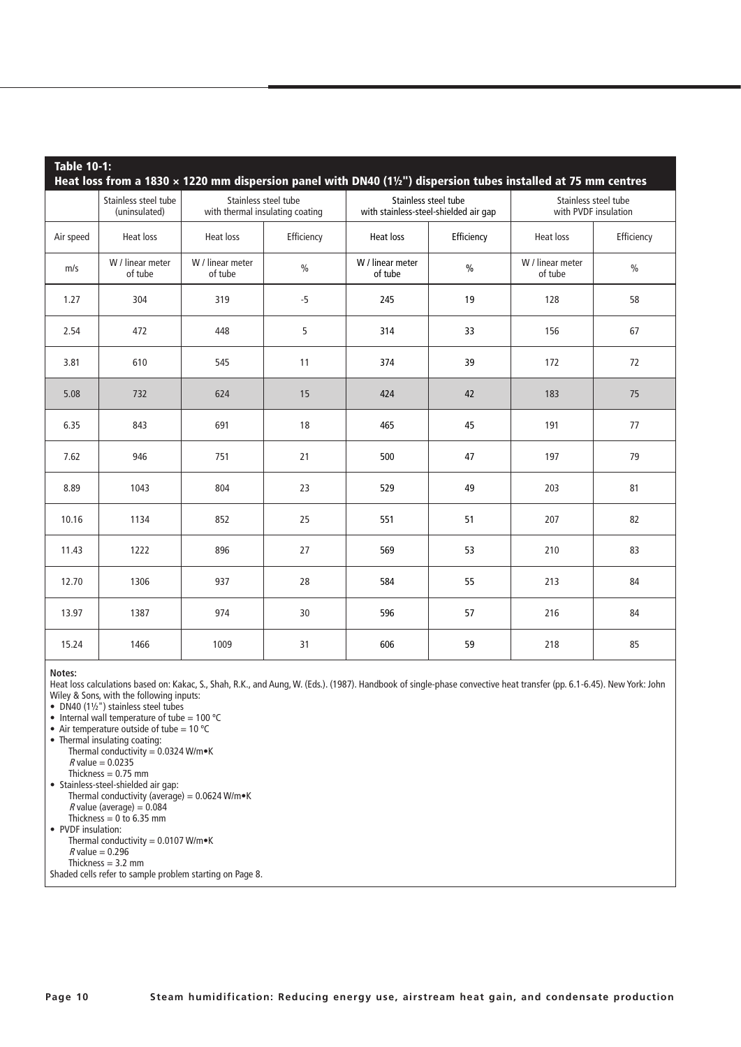**Table 10-1:**
**Heat loss from a 1830 × 1220 mm dispersion panel with DN40 (1½") dispersion tubes installed at 75 mm centres**

| | Stainless steel tube (uninsulated) | Stainless steel tube with thermal insulating coating | | Stainless steel tube with stainless-steel-shielded air gap | | Stainless steel tube with PVDF insulation | |
|---|---|---|---|---|---|---|---|
| Air speed | Heat loss | Heat loss | Efficiency | Heat loss | Efficiency | Heat loss | Efficiency |
| m/s | W / linear meter of tube | W / linear meter of tube | % | W / linear meter of tube | % | W / linear meter of tube | % |
| 1.27 | 304 | 319 | -5 | 245 | 19 | 128 | 58 |
| 2.54 | 472 | 448 | 5 | 314 | 33 | 156 | 67 |
| 3.81 | 610 | 545 | 11 | 374 | 39 | 172 | 72 |
| 5.08 | 732 | 624 | 15 | 424 | 42 | 183 | 75 |
| 6.35 | 843 | 691 | 18 | 465 | 45 | 191 | 77 |
| 7.62 | 946 | 751 | 21 | 500 | 47 | 197 | 79 |
| 8.89 | 1043 | 804 | 23 | 529 | 49 | 203 | 81 |
| 10.16 | 1134 | 852 | 25 | 551 | 51 | 207 | 82 |
| 11.43 | 1222 | 896 | 27 | 569 | 53 | 210 | 83 |
| 12.70 | 1306 | 937 | 28 | 584 | 55 | 213 | 84 |
| 13.97 | 1387 | 974 | 30 | 596 | 57 | 216 | 84 |
| 15.24 | 1466 | 1009 | 31 | 606 | 59 | 218 | 85 |

**Notes:**

Heat loss calculations based on: Kakac, S., Shah, R.K., and Aung, W. (Eds.). (1987). Handbook of single-phase convective heat transfer (pp. 6.1-6.45). New York: John Wiley & Sons, with the following inputs:

- DN40 (1½") stainless steel tubes
- Internal wall temperature of tube = 100 °C
- Air temperature outside of tube = 10 °C
- Thermal insulating coating:
  - Thermal conductivity = 0.0324 W/m•K
  - *R* value = 0.0235
  - Thickness = 0.75 mm
- Stainless-steel-shielded air gap:
  - Thermal conductivity (average) = 0.0624 W/m•K
  - *R* value (average) = 0.084
  - Thickness = 0 to 6.35 mm
- PVDF insulation:
  - Thermal conductivity = 0.0107 W/m•K
  - *R* value = 0.296
  - Thickness = 3.2 mm

Shaded cells refer to sample problem starting on Page 8.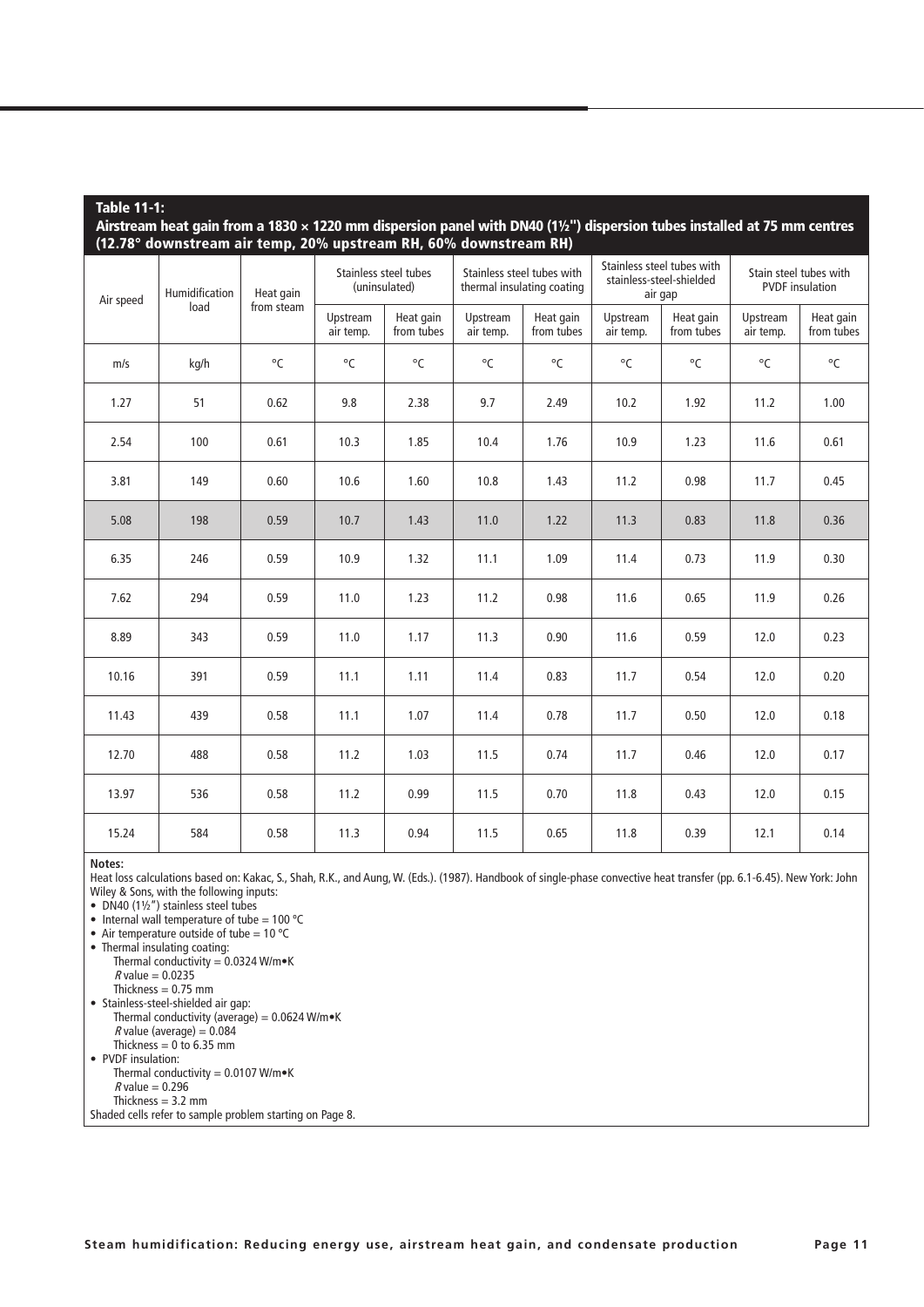**Table 11-1:**
**Airstream heat gain from a 1830 × 1220 mm dispersion panel with DN40 (1½") dispersion tubes installed at 75 mm centres (12.78° downstream air temp, 20% upstream RH, 60% downstream RH)**

| Air speed | Humidification load | Heat gain from steam | Stainless steel tubes (uninsulated) | | Stainless steel tubes with thermal insulating coating | | Stainless steel tubes with stainless-steel-shielded air gap | | Stain steel tubes with PVDF insulation | |
|---|---|---|---|---|---|---|---|---|---|---|
| | | | Upstream air temp. | Heat gain from tubes | Upstream air temp. | Heat gain from tubes | Upstream air temp. | Heat gain from tubes | Upstream air temp. | Heat gain from tubes |
| m/s | kg/h | °C | °C | °C | °C | °C | °C | °C | °C | °C |
| 1.27 | 51 | 0.62 | 9.8 | 2.38 | 9.7 | 2.49 | 10.2 | 1.92 | 11.2 | 1.00 |
| 2.54 | 100 | 0.61 | 10.3 | 1.85 | 10.4 | 1.76 | 10.9 | 1.23 | 11.6 | 0.61 |
| 3.81 | 149 | 0.60 | 10.6 | 1.60 | 10.8 | 1.43 | 11.2 | 0.98 | 11.7 | 0.45 |
| 5.08 | 198 | 0.59 | 10.7 | 1.43 | 11.0 | 1.22 | 11.3 | 0.83 | 11.8 | 0.36 |
| 6.35 | 246 | 0.59 | 10.9 | 1.32 | 11.1 | 1.09 | 11.4 | 0.73 | 11.9 | 0.30 |
| 7.62 | 294 | 0.59 | 11.0 | 1.23 | 11.2 | 0.98 | 11.6 | 0.65 | 11.9 | 0.26 |
| 8.89 | 343 | 0.59 | 11.0 | 1.17 | 11.3 | 0.90 | 11.6 | 0.59 | 12.0 | 0.23 |
| 10.16 | 391 | 0.59 | 11.1 | 1.11 | 11.4 | 0.83 | 11.7 | 0.54 | 12.0 | 0.20 |
| 11.43 | 439 | 0.58 | 11.1 | 1.07 | 11.4 | 0.78 | 11.7 | 0.50 | 12.0 | 0.18 |
| 12.70 | 488 | 0.58 | 11.2 | 1.03 | 11.5 | 0.74 | 11.7 | 0.46 | 12.0 | 0.17 |
| 13.97 | 536 | 0.58 | 11.2 | 0.99 | 11.5 | 0.70 | 11.8 | 0.43 | 12.0 | 0.15 |
| 15.24 | 584 | 0.58 | 11.3 | 0.94 | 11.5 | 0.65 | 11.8 | 0.39 | 12.1 | 0.14 |

**Notes:**
Heat loss calculations based on: Kakac, S., Shah, R.K., and Aung, W. (Eds.). (1987). Handbook of single-phase convective heat transfer (pp. 6.1-6.45). New York: John Wiley & Sons, with the following inputs:

- DN40 (1½") stainless steel tubes
- Internal wall temperature of tube = 100 °C
- Air temperature outside of tube = 10 °C
- Thermal insulating coating:
  - Thermal conductivity = 0.0324 W/m•K
  - *R* value = 0.0235
  - Thickness = 0.75 mm
- Stainless-steel-shielded air gap:
  - Thermal conductivity (average) = 0.0624 W/m•K
  - *R* value (average) = 0.084
  - Thickness = 0 to 6.35 mm
- PVDF insulation:
  - Thermal conductivity = 0.0107 W/m•K
  - *R* value = 0.296
  - Thickness = 3.2 mm

Shaded cells refer to sample problem starting on Page 8.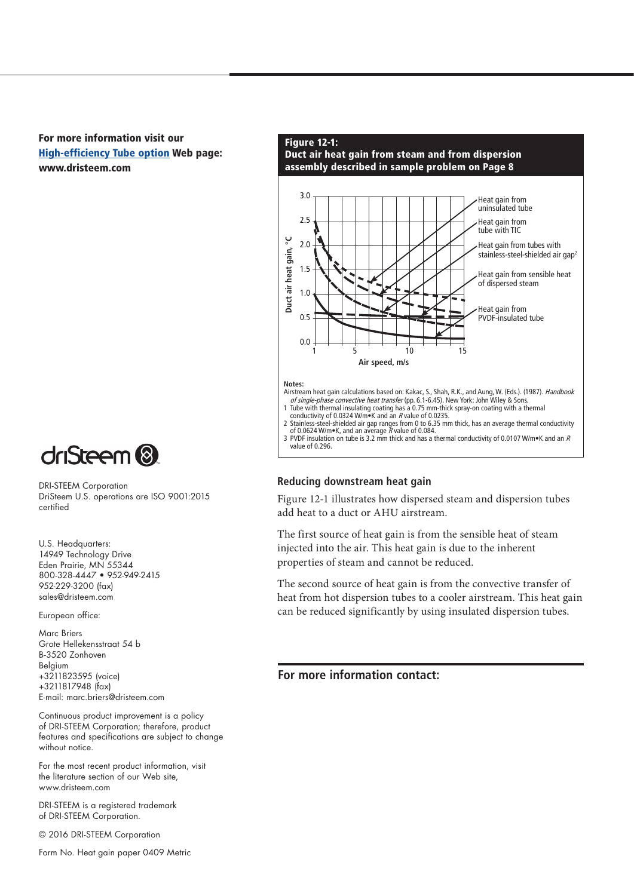**For more information visit our [High-efficiency Tube option](http://www.dristeem.com) Web page: www.dristeem.com**

**Figure 12-1:**
**Duct air heat gain from steam and from dispersion assembly described in sample problem on Page 8**

Duct air heat gain, °C

3.0
2.5
2.0
1.5
1.0
0.5
0.0

1
5
10
15

Air speed, m/s

Heat gain from uninsulated tube

Heat gain from tube with TIC

Heat gain from tubes with stainless-steel-shielded air gap[2]

Heat gain from sensible heat of dispersed steam

Heat gain from PVDF-insulated tube

**Notes:**

Airstream heat gain calculations based on: Kakac, S., Shah, R.K., and Aung, W. (Eds.). (1987). *Handbook of single-phase convective heat transfer* (pp. 6.1-6.45). New York: John Wiley & Sons.

1 Tube with thermal insulating coating has a 0.75 mm-thick spray-on coating with a thermal conductivity of 0.0324 W/m•K and an *R* value of 0.0235.

2 Stainless-steel-shielded air gap ranges from 0 to 6.35 mm thick, has an average thermal conductivity of 0.0624 W/m•K, and an average *R* value of 0.084.

3 PVDF insulation on tube is 3.2 mm thick and has a thermal conductivity of 0.0107 W/m•K and an *R* value of 0.296.

## Reducing downstream heat gain

Figure 12-1 illustrates how dispersed steam and dispersion tubes add heat to a duct or AHU airstream.

The first source of heat gain is from the sensible heat of steam injected into the air. This heat gain is due to the inherent properties of steam and cannot be reduced.

The second source of heat gain is from the convective transfer of heat from hot dispersion tubes to a cooler airstream. This heat gain can be reduced significantly by using insulated dispersion tubes.

## For more information contact:

driSteem

DRI-STEEM Corporation
DriSteem U.S. operations are ISO 9001:2015 certified

U.S. Headquarters:
14949 Technology Drive
Eden Prairie, MN 55344
800-328-4447 • 952-949-2415
952-229-3200 (fax)
sales@dristeem.com

European office:

Marc Briers
Grote Hellekensstraat 54 b
B-3520 Zonhoven
Belgium
+3211823595 (voice)
+3211817948 (fax)
E-mail: marc.briers@dristeem.com

Continuous product improvement is a policy of DRI-STEEM Corporation; therefore, product features and specifications are subject to change without notice.

For the most recent product information, visit the literature section of our Web site, www.dristeem.com

DRI-STEEM is a registered trademark of DRI-STEEM Corporation.

© 2016 DRI-STEEM Corporation

Form No. Heat gain paper 0409 Metric